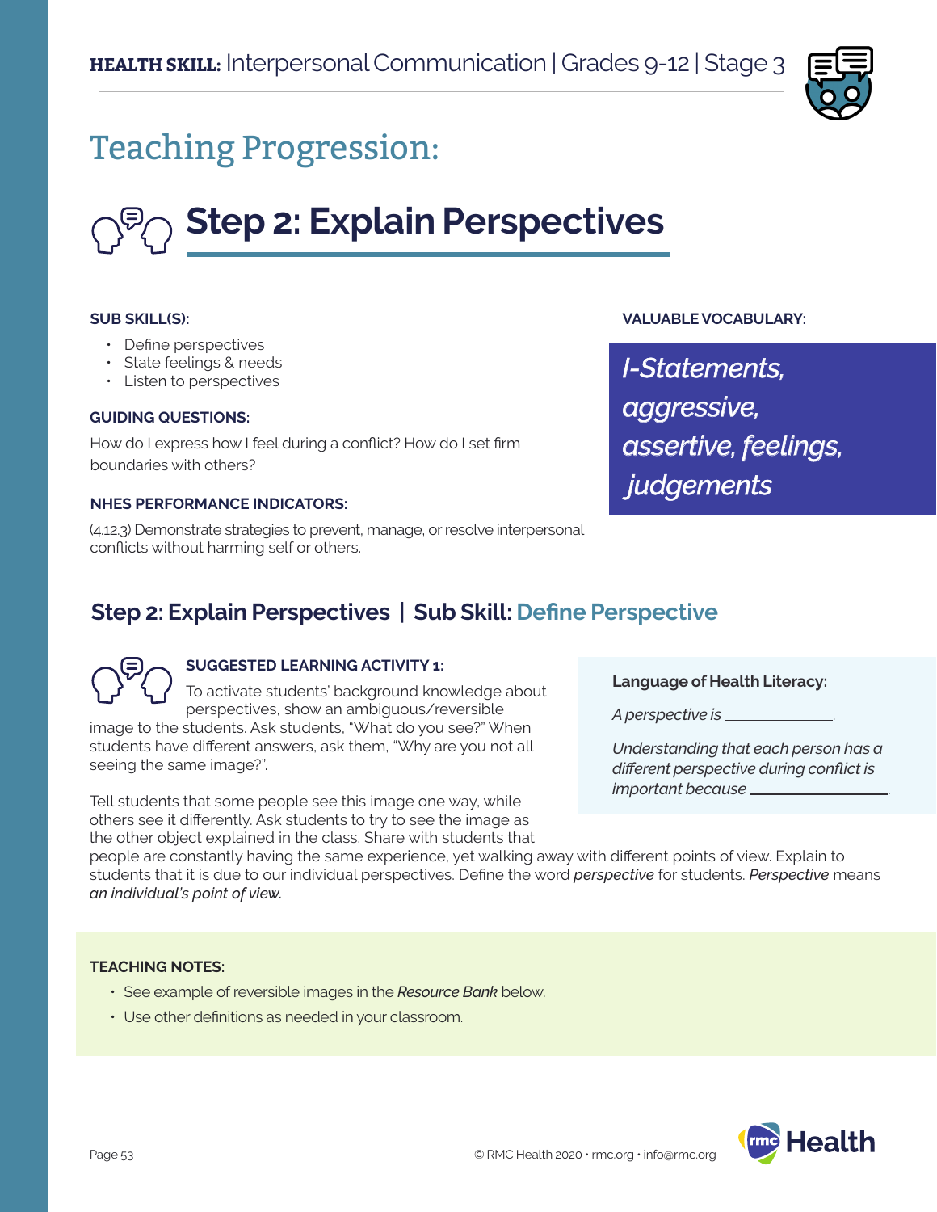**HEALTH SKILL:** Interpersonal Communication | Grades 9-12 | Stage 3

# Teaching Progression:

## Step 2: Explain Perspectives

**SUB SKILL(S):**

- Define perspectives
- State feelings & needs
- Listen to perspectives

**GUIDING QUESTIONS:**

How do I express how I feel during a conflict? How do I set firm boundaries with others?

**NHES PERFORMANCE INDICATORS:**

(4.12.3) Demonstrate strategies to prevent, manage, or resolve interpersonal conflicts without harming self or others.

**VALUABLE VOCABULARY:**

*I-Statements, aggressive, assertive, feelings, judgements*

## Step 2: Explain Perspectives | Sub Skill: Define Perspective

**SUGGESTED LEARNING ACTIVITY 1:**

To activate students' background knowledge about perspectives, show an ambiguous/reversible image to the students. Ask students, "What do you see?" When students have different answers, ask them, "Why are you not all seeing the same image?".

Tell students that some people see this image one way, while others see it differently. Ask students to try to see the image as the other object explained in the class. Share with students that people are constantly having the same experience, yet walking away with different points of view. Explain to students that it is due to our individual perspectives. Define the word *perspective* for students. *Perspective* means *an individual's point of view.*

**Language of Health Literacy:**

*A perspective is* ______________.

*Understanding that each person has a different perspective during conflict is important because* ________________.

**TEACHING NOTES:**

- See example of reversible images in the *Resource Bank* below.
- Use other definitions as needed in your classroom.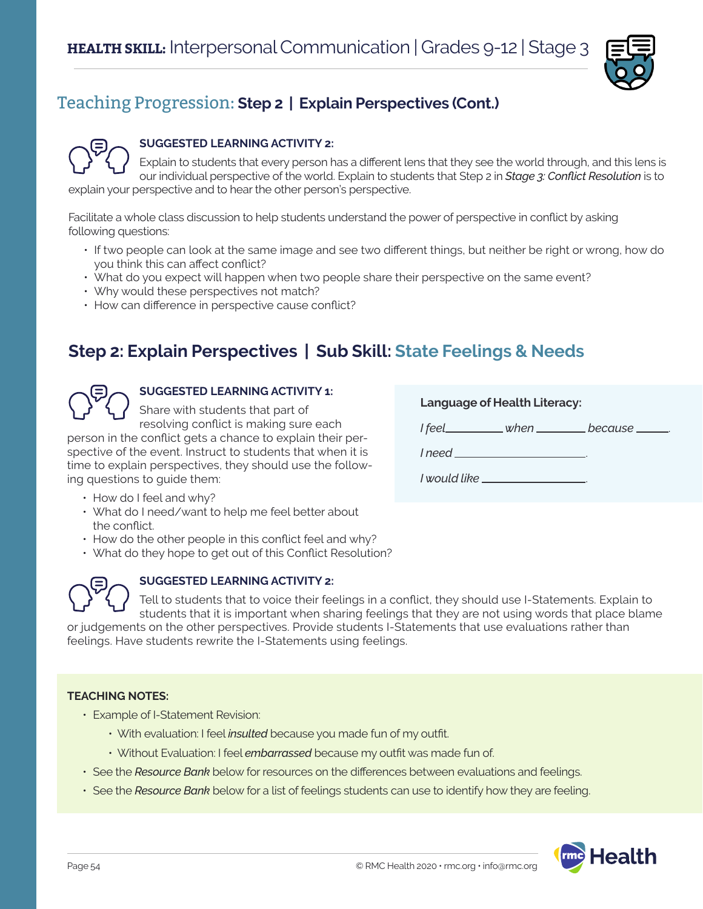## Teaching Progression: **Step 2 | Explain Perspectives (Cont.)**

**SUGGESTED LEARNING ACTIVITY 2:**

Explain to students that every person has a different lens that they see the world through, and this lens is our individual perspective of the world. Explain to students that Step 2 in *Stage 3: Conflict Resolution* is to explain your perspective and to hear the other person's perspective.

Facilitate a whole class discussion to help students understand the power of perspective in conflict by asking following questions:

- If two people can look at the same image and see two different things, but neither be right or wrong, how do you think this can affect conflict?
- What do you expect will happen when two people share their perspective on the same event?
- Why would these perspectives not match?
- How can difference in perspective cause conflict?

## Step 2: Explain Perspectives | Sub Skill: State Feelings & Needs

**SUGGESTED LEARNING ACTIVITY 1:**

Share with students that part of resolving conflict is making sure each person in the conflict gets a chance to explain their perspective of the event. Instruct to students that when it is time to explain perspectives, they should use the following questions to guide them:

- How do I feel and why?
- What do I need/want to help me feel better about the conflict.
- How do the other people in this conflict feel and why?
- What do they hope to get out of this Conflict Resolution?

**Language of Health Literacy:**

*I feel* _________ *when* _________ *because* ______.

*I need* _______________________.

*I would like* __________________.

**SUGGESTED LEARNING ACTIVITY 2:**

Tell to students that to voice their feelings in a conflict, they should use I-Statements. Explain to students that it is important when sharing feelings that they are not using words that place blame or judgements on the other perspectives. Provide students I-Statements that use evaluations rather than feelings. Have students rewrite the I-Statements using feelings.

**TEACHING NOTES:**

- Example of I-Statement Revision:
  - With evaluation: I feel *insulted* because you made fun of my outfit.
  - Without Evaluation: I feel *embarrassed* because my outfit was made fun of.
- See the *Resource Bank* below for resources on the differences between evaluations and feelings.
- See the *Resource Bank* below for a list of feelings students can use to identify how they are feeling.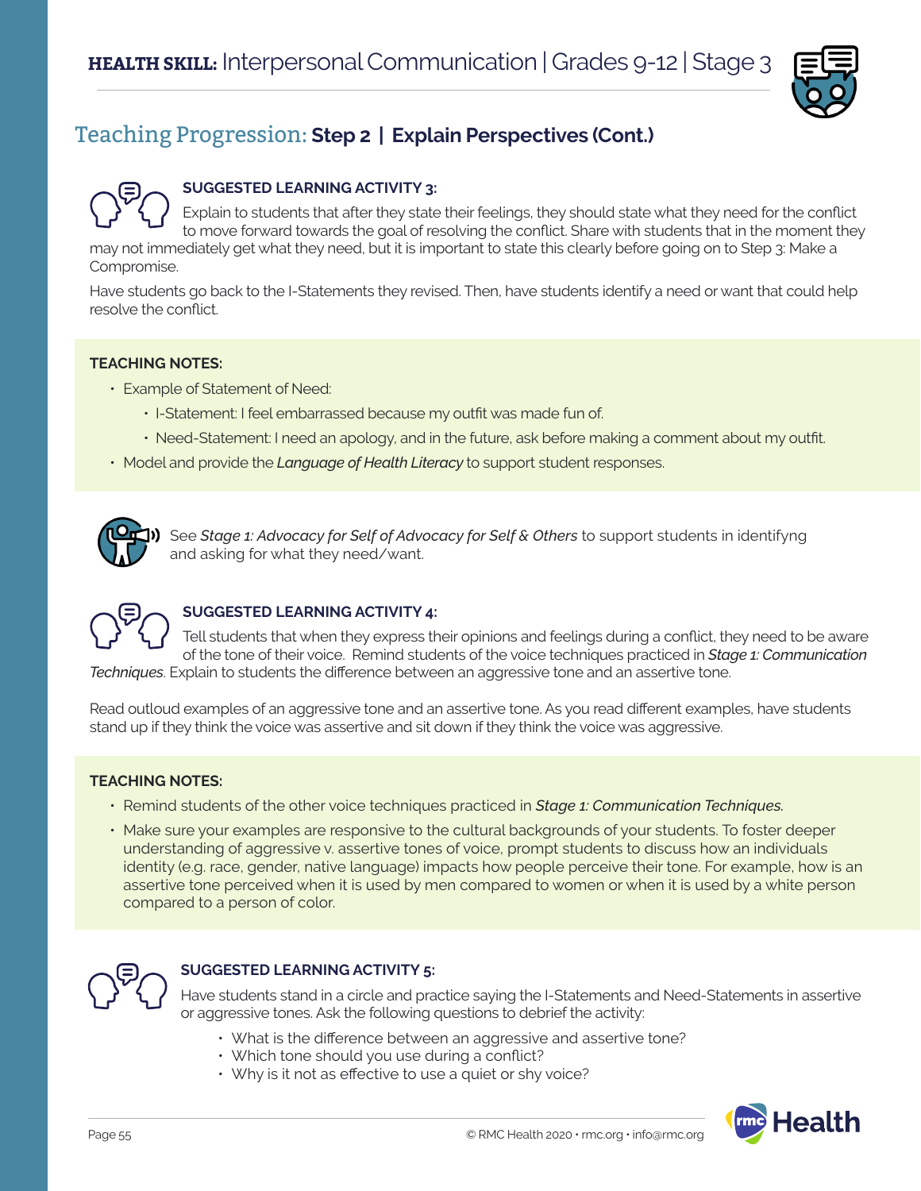# HEALTH SKILL: Interpersonal Communication | Grades 9-12 | Stage 3

## Teaching Progression: Step 2 | Explain Perspectives (Cont.)

### SUGGESTED LEARNING ACTIVITY 3:

Explain to students that after they state their feelings, they should state what they need for the conflict to move forward towards the goal of resolving the conflict. Share with students that in the moment they may not immediately get what they need, but it is important to state this clearly before going on to Step 3: Make a Compromise.

Have students go back to the I-Statements they revised. Then, have students identify a need or want that could help resolve the conflict.

**TEACHING NOTES:**

- Example of Statement of Need:
  - I-Statement: I feel embarrassed because my outfit was made fun of.
  - Need-Statement: I need an apology, and in the future, ask before making a comment about my outfit.
- Model and provide the *Language of Health Literacy* to support student responses.

See *Stage 1: Advocacy for Self of Advocacy for Self & Others* to support students in identifyng and asking for what they need/want.

### SUGGESTED LEARNING ACTIVITY 4:

Tell students that when they express their opinions and feelings during a conflict, they need to be aware of the tone of their voice. Remind students of the voice techniques practiced in *Stage 1: Communication Techniques*. Explain to students the difference between an aggressive tone and an assertive tone.

Read outloud examples of an aggressive tone and an assertive tone. As you read different examples, have students stand up if they think the voice was assertive and sit down if they think the voice was aggressive.

**TEACHING NOTES:**

- Remind students of the other voice techniques practiced in *Stage 1: Communication Techniques.*
- Make sure your examples are responsive to the cultural backgrounds of your students. To foster deeper understanding of aggressive v. assertive tones of voice, prompt students to discuss how an individuals identity (e.g. race, gender, native language) impacts how people perceive their tone. For example, how is an assertive tone perceived when it is used by men compared to women or when it is used by a white person compared to a person of color.

### SUGGESTED LEARNING ACTIVITY 5:

Have students stand in a circle and practice saying the I-Statements and Need-Statements in assertive or aggressive tones. Ask the following questions to debrief the activity:

- What is the difference between an aggressive and assertive tone?
- Which tone should you use during a conflict?
- Why is it not as effective to use a quiet or shy voice?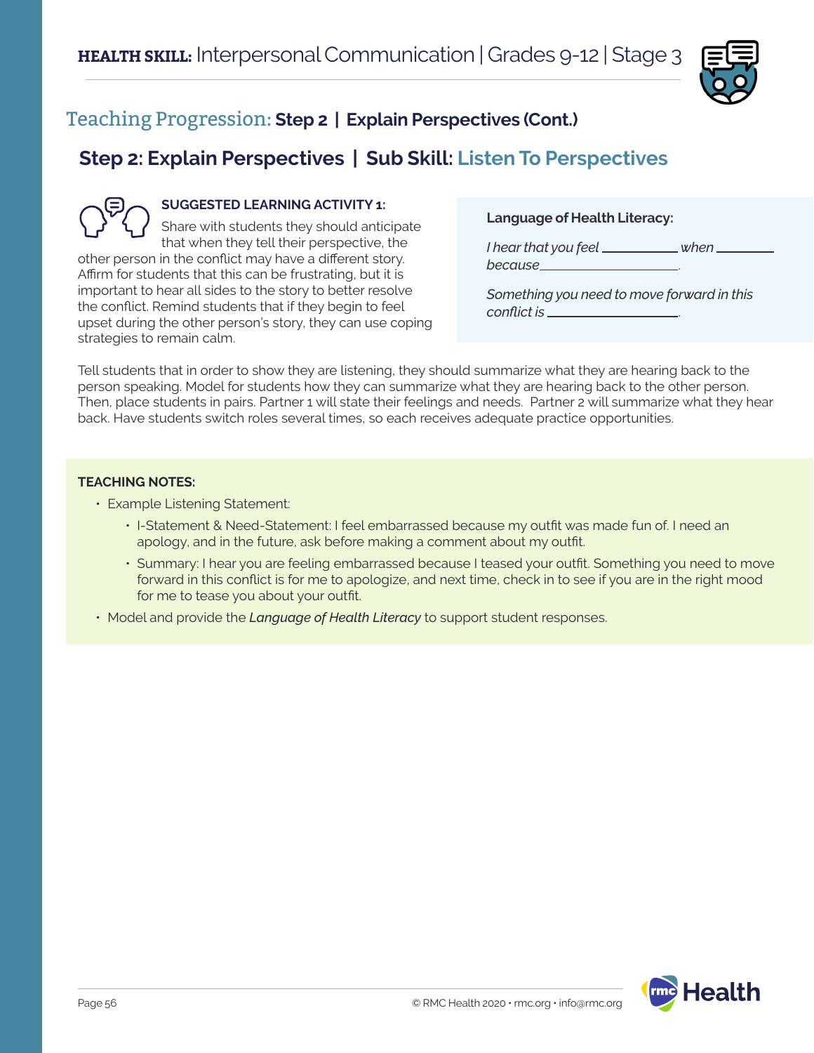# HEALTH SKILL: Interpersonal Communication | Grades 9-12 | Stage 3

## Teaching Progression: Step 2 | Explain Perspectives (Cont.)

## Step 2: Explain Perspectives | Sub Skill: Listen To Perspectives

**SUGGESTED LEARNING ACTIVITY 1:**

Share with students they should anticipate that when they tell their perspective, the other person in the conflict may have a different story. Affirm for students that this can be frustrating, but it is important to hear all sides to the story to better resolve the conflict. Remind students that if they begin to feel upset during the other person's story, they can use coping strategies to remain calm.

**Language of Health Literacy:**

*I hear that you feel ___________ when ________ because____________________.*

*Something you need to move forward in this conflict is ___________________.*

Tell students that in order to show they are listening, they should summarize what they are hearing back to the person speaking. Model for students how they can summarize what they are hearing back to the other person. Then, place students in pairs. Partner 1 will state their feelings and needs. Partner 2 will summarize what they hear back. Have students switch roles several times, so each receives adequate practice opportunities.

**TEACHING NOTES:**

- Example Listening Statement:
  - I-Statement & Need-Statement: I feel embarrassed because my outfit was made fun of. I need an apology, and in the future, ask before making a comment about my outfit.
  - Summary: I hear you are feeling embarrassed because I teased your outfit. Something you need to move forward in this conflict is for me to apologize, and next time, check in to see if you are in the right mood for me to tease you about your outfit.
- Model and provide the ***Language of Health Literacy*** to support student responses.